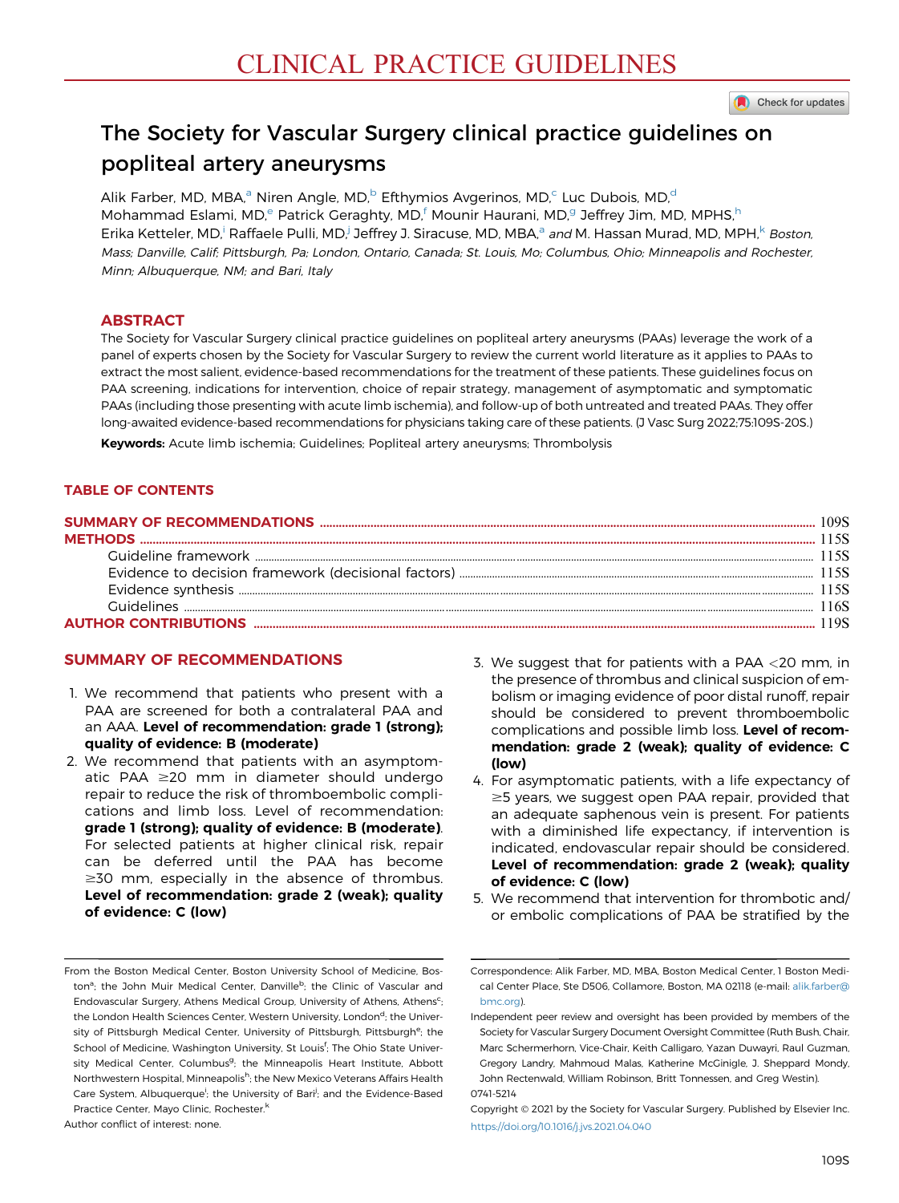# CLINICAL PRACTICE GUIDELINES

# The Society for Vascular Surgery clinical practice guidelines on popliteal artery aneurysms

Alik Farber, MD, MBA,[a] Niren Angle, MD,[b] Efthymios Avgerinos, MD,[c] Luc Dubois, MD,[d] Mohammad Eslami, MD,[e] Patrick Geraghty, MD,[f] Mounir Haurani, MD,[g] Jeffrey Jim, MD, MPHS,[h] Erika Ketteler, MD,[i] Raffaele Pulli, MD,[j] Jeffrey J. Siracuse, MD, MBA,[a] *and* M. Hassan Murad, MD, MPH,[k] *Boston, Mass; Danville, Calif; Pittsburgh, Pa; London, Ontario, Canada; St. Louis, Mo; Columbus, Ohio; Minneapolis and Rochester, Minn; Albuquerque, NM; and Bari, Italy*

## ABSTRACT

The Society for Vascular Surgery clinical practice guidelines on popliteal artery aneurysms (PAAs) leverage the work of a panel of experts chosen by the Society for Vascular Surgery to review the current world literature as it applies to PAAs to extract the most salient, evidence-based recommendations for the treatment of these patients. These guidelines focus on PAA screening, indications for intervention, choice of repair strategy, management of asymptomatic and symptomatic PAAs (including those presenting with acute limb ischemia), and follow-up of both untreated and treated PAAs. They offer long-awaited evidence-based recommendations for physicians taking care of these patients. (J Vasc Surg 2022;75:109S-20S.)

**Keywords:** Acute limb ischemia; Guidelines; Popliteal artery aneurysms; Thrombolysis

## TABLE OF CONTENTS

| | |
|---|---|
| SUMMARY OF RECOMMENDATIONS | 109S |
| METHODS | 115S |
| Guideline framework | 115S |
| Evidence to decision framework (decisional factors) | 115S |
| Evidence synthesis | 115S |
| Guidelines | 116S |
| AUTHOR CONTRIBUTIONS | 119S |

## SUMMARY OF RECOMMENDATIONS

1. We recommend that patients who present with a PAA are screened for both a contralateral PAA and an AAA. **Level of recommendation: grade 1 (strong); quality of evidence: B (moderate)**
2. We recommend that patients with an asymptomatic PAA ≥20 mm in diameter should undergo repair to reduce the risk of thromboembolic complications and limb loss. Level of recommendation: **grade 1 (strong); quality of evidence: B (moderate)**. For selected patients at higher clinical risk, repair can be deferred until the PAA has become ≥30 mm, especially in the absence of thrombus. **Level of recommendation: grade 2 (weak); quality of evidence: C (low)**
3. We suggest that for patients with a PAA <20 mm, in the presence of thrombus and clinical suspicion of embolism or imaging evidence of poor distal runoff, repair should be considered to prevent thromboembolic complications and possible limb loss. **Level of recommendation: grade 2 (weak); quality of evidence: C (low)**
4. For asymptomatic patients, with a life expectancy of ≥5 years, we suggest open PAA repair, provided that an adequate saphenous vein is present. For patients with a diminished life expectancy, if intervention is indicated, endovascular repair should be considered. **Level of recommendation: grade 2 (weak); quality of evidence: C (low)**
5. We recommend that intervention for thrombotic and/or embolic complications of PAA be stratified by the

From the Boston Medical Center, Boston University School of Medicine, Boston[a]; the John Muir Medical Center, Danville[b]; the Clinic of Vascular and Endovascular Surgery, Athens Medical Group, University of Athens, Athens[c]; the London Health Sciences Center, Western University, London[d]; the University of Pittsburgh Medical Center, University of Pittsburgh, Pittsburgh[e]; the School of Medicine, Washington University, St Louis[f]; The Ohio State University Medical Center, Columbus[g]; the Minneapolis Heart Institute, Abbott Northwestern Hospital, Minneapolis[h]; the New Mexico Veterans Affairs Health Care System, Albuquerque[i]; the University of Bari[j]; and the Evidence-Based Practice Center, Mayo Clinic, Rochester.[k]

Author conflict of interest: none.

Correspondence: Alik Farber, MD, MBA, Boston Medical Center, 1 Boston Medical Center Place, Ste D506, Collamore, Boston, MA 02118 (e-mail: alik.farber@bmc.org).

Independent peer review and oversight has been provided by members of the Society for Vascular Surgery Document Oversight Committee (Ruth Bush, Chair, Marc Schermerhorn, Vice-Chair, Keith Calligaro, Yazan Duwayri, Raul Guzman, Gregory Landry, Mahmoud Malas, Katherine McGinigle, J. Sheppard Mondy, John Rectenwald, William Robinson, Britt Tonnessen, and Greg Westin).

0741-5214

Copyright © 2021 by the Society for Vascular Surgery. Published by Elsevier Inc.

https://doi.org/10.1016/j.jvs.2021.04.040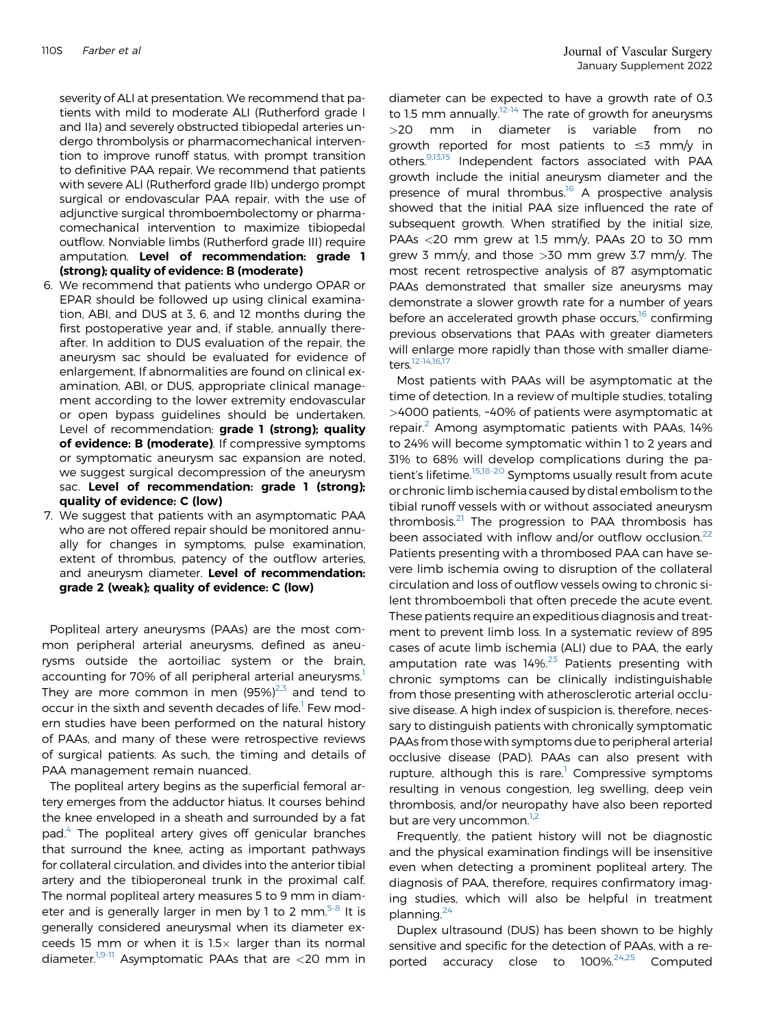severity of ALI at presentation. We recommend that patients with mild to moderate ALI (Rutherford grade I and IIa) and severely obstructed tibiopedal arteries undergo thrombolysis or pharmacomechanical intervention to improve runoff status, with prompt transition to definitive PAA repair. We recommend that patients with severe ALI (Rutherford grade IIb) undergo prompt surgical or endovascular PAA repair, with the use of adjunctive surgical thromboembolectomy or pharmacomechanical intervention to maximize tibiopedal outflow. Nonviable limbs (Rutherford grade III) require amputation. **Level of recommendation: grade 1 (strong); quality of evidence: B (moderate)**

6. We recommend that patients who undergo OPAR or EPAR should be followed up using clinical examination, ABI, and DUS at 3, 6, and 12 months during the first postoperative year and, if stable, annually thereafter. In addition to DUS evaluation of the repair, the aneurysm sac should be evaluated for evidence of enlargement. If abnormalities are found on clinical examination, ABI, or DUS, appropriate clinical management according to the lower extremity endovascular or open bypass guidelines should be undertaken. Level of recommendation: **grade 1 (strong); quality of evidence: B (moderate)**. If compressive symptoms or symptomatic aneurysm sac expansion are noted, we suggest surgical decompression of the aneurysm sac. **Level of recommendation: grade 1 (strong); quality of evidence: C (low)**
7. We suggest that patients with an asymptomatic PAA who are not offered repair should be monitored annually for changes in symptoms, pulse examination, extent of thrombus, patency of the outflow arteries, and aneurysm diameter. **Level of recommendation: grade 2 (weak); quality of evidence: C (low)**

Popliteal artery aneurysms (PAAs) are the most common peripheral arterial aneurysms, defined as aneurysms outside the aortoiliac system or the brain, accounting for 70% of all peripheral arterial aneurysms.[1] They are more common in men (95%)[2,3] and tend to occur in the sixth and seventh decades of life.[1] Few modern studies have been performed on the natural history of PAAs, and many of these were retrospective reviews of surgical patients. As such, the timing and details of PAA management remain nuanced.

The popliteal artery begins as the superficial femoral artery emerges from the adductor hiatus. It courses behind the knee enveloped in a sheath and surrounded by a fat pad.[4] The popliteal artery gives off genicular branches that surround the knee, acting as important pathways for collateral circulation, and divides into the anterior tibial artery and the tibioperoneal trunk in the proximal calf. The normal popliteal artery measures 5 to 9 mm in diameter and is generally larger in men by 1 to 2 mm.[5-8] It is generally considered aneurysmal when its diameter exceeds 15 mm or when it is 1.5× larger than its normal diameter.[1,9-11] Asymptomatic PAAs that are <20 mm in diameter can be expected to have a growth rate of 0.3 to 1.5 mm annually.[12-14] The rate of growth for aneurysms >20 mm in diameter is variable from no growth reported for most patients to ≤3 mm/y in others.[9,13,15] Independent factors associated with PAA growth include the initial aneurysm diameter and the presence of mural thrombus.[16] A prospective analysis showed that the initial PAA size influenced the rate of subsequent growth. When stratified by the initial size, PAAs <20 mm grew at 1.5 mm/y, PAAs 20 to 30 mm grew 3 mm/y, and those >30 mm grew 3.7 mm/y. The most recent retrospective analysis of 87 asymptomatic PAAs demonstrated that smaller size aneurysms may demonstrate a slower growth rate for a number of years before an accelerated growth phase occurs,[16] confirming previous observations that PAAs with greater diameters will enlarge more rapidly than those with smaller diameters.[12-14,16,17]

Most patients with PAAs will be asymptomatic at the time of detection. In a review of multiple studies, totaling >4000 patients, ~40% of patients were asymptomatic at repair.[2] Among asymptomatic patients with PAAs, 14% to 24% will become symptomatic within 1 to 2 years and 31% to 68% will develop complications during the patient's lifetime.[15,18-20] Symptoms usually result from acute or chronic limb ischemia caused by distal embolism to the tibial runoff vessels with or without associated aneurysm thrombosis.[21] The progression to PAA thrombosis has been associated with inflow and/or outflow occlusion.[22] Patients presenting with a thrombosed PAA can have severe limb ischemia owing to disruption of the collateral circulation and loss of outflow vessels owing to chronic silent thromboemboli that often precede the acute event. These patients require an expeditious diagnosis and treatment to prevent limb loss. In a systematic review of 895 cases of acute limb ischemia (ALI) due to PAA, the early amputation rate was 14%.[23] Patients presenting with chronic symptoms can be clinically indistinguishable from those presenting with atherosclerotic arterial occlusive disease. A high index of suspicion is, therefore, necessary to distinguish patients with chronically symptomatic PAAs from those with symptoms due to peripheral arterial occlusive disease (PAD). PAAs can also present with rupture, although this is rare.[1] Compressive symptoms resulting in venous congestion, leg swelling, deep vein thrombosis, and/or neuropathy have also been reported but are very uncommon.[1,2]

Frequently, the patient history will not be diagnostic and the physical examination findings will be insensitive even when detecting a prominent popliteal artery. The diagnosis of PAA, therefore, requires confirmatory imaging studies, which will also be helpful in treatment planning.[24]

Duplex ultrasound (DUS) has been shown to be highly sensitive and specific for the detection of PAAs, with a reported accuracy close to 100%.[24,25] Computed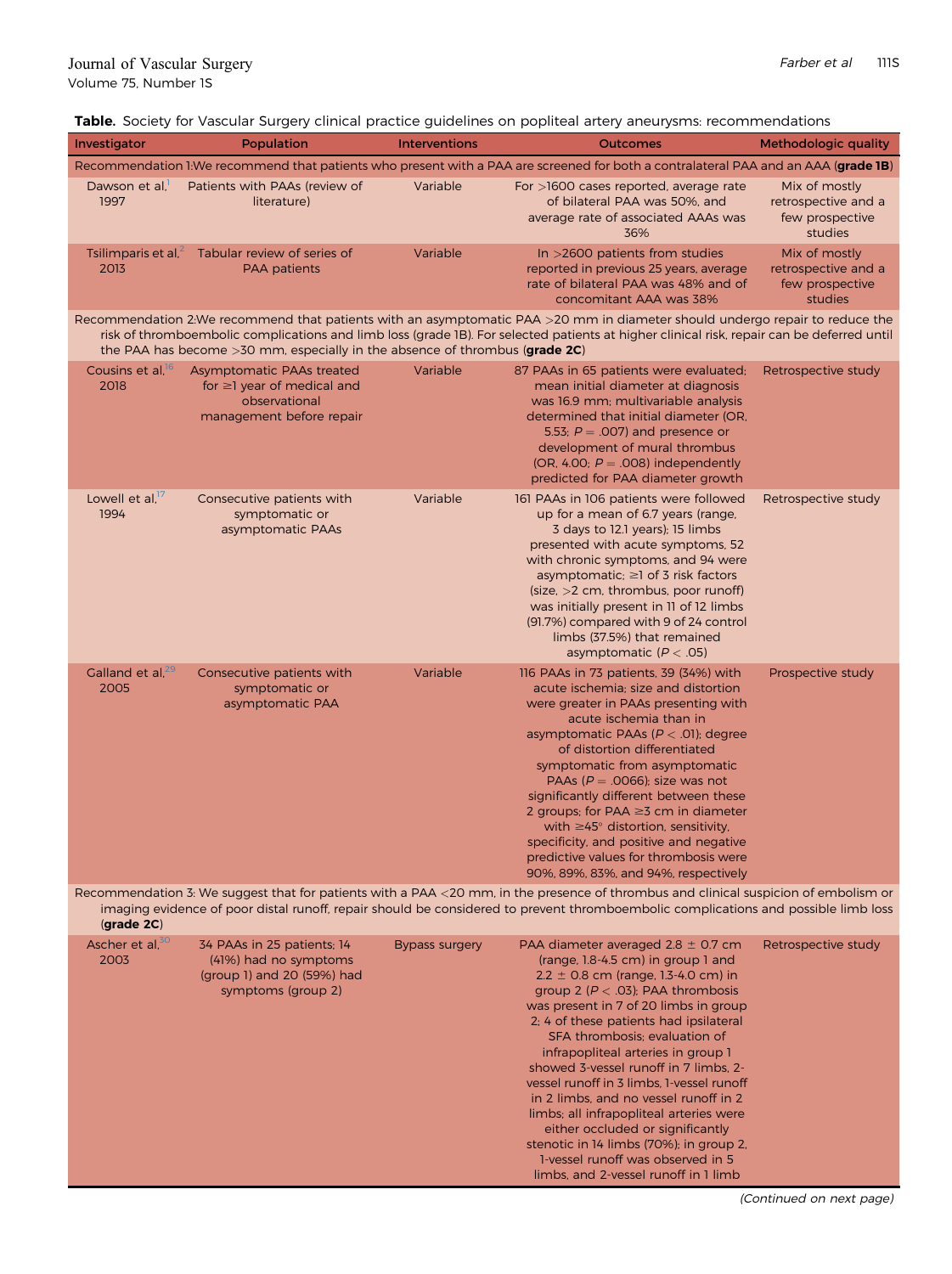**Table.** Society for Vascular Surgery clinical practice guidelines on popliteal artery aneurysms: recommendations

| Investigator | Population | Interventions | Outcomes | Methodologic quality |
|---|---|---|---|---|
| Recommendation 1:We recommend that patients who present with a PAA are screened for both a contralateral PAA and an AAA (**grade 1B**) | | | | |
| Dawson et al,[1] 1997 | Patients with PAAs (review of literature) | Variable | For >1600 cases reported, average rate of bilateral PAA was 50%, and average rate of associated AAAs was 36% | Mix of mostly retrospective and a few prospective studies |
| Tsilimparis et al,[2] 2013 | Tabular review of series of PAA patients | Variable | In >2600 patients from studies reported in previous 25 years, average rate of bilateral PAA was 48% and of concomitant AAA was 38% | Mix of mostly retrospective and a few prospective studies |
| Recommendation 2:We recommend that patients with an asymptomatic PAA >20 mm in diameter should undergo repair to reduce the risk of thromboembolic complications and limb loss (grade 1B). For selected patients at higher clinical risk, repair can be deferred until the PAA has become >30 mm, especially in the absence of thrombus (**grade 2C**) | | | | |
| Cousins et al,[16] 2018 | Asymptomatic PAAs treated for ≥1 year of medical and observational management before repair | Variable | 87 PAAs in 65 patients were evaluated; mean initial diameter at diagnosis was 16.9 mm; multivariable analysis determined that initial diameter (OR, 5.53; $P = .007$) and presence or development of mural thrombus (OR, 4.00; $P = .008$) independently predicted for PAA diameter growth | Retrospective study |
| Lowell et al,[17] 1994 | Consecutive patients with symptomatic or asymptomatic PAAs | Variable | 161 PAAs in 106 patients were followed up for a mean of 6.7 years (range, 3 days to 12.1 years); 15 limbs presented with acute symptoms, 52 with chronic symptoms, and 94 were asymptomatic; ≥1 of 3 risk factors (size, >2 cm, thrombus, poor runoff) was initially present in 11 of 12 limbs (91.7%) compared with 9 of 24 control limbs (37.5%) that remained asymptomatic ($P < .05$) | Retrospective study |
| Galland et al,[29] 2005 | Consecutive patients with symptomatic or asymptomatic PAA | Variable | 116 PAAs in 73 patients, 39 (34%) with acute ischemia; size and distortion were greater in PAAs presenting with acute ischemia than in asymptomatic PAAs ($P < .01$); degree of distortion differentiated symptomatic from asymptomatic PAAs ($P = .0066$); size was not significantly different between these 2 groups; for PAA ≥3 cm in diameter with ≥45° distortion, sensitivity, specificity, and positive and negative predictive values for thrombosis were 90%, 89%, 83%, and 94%, respectively | Prospective study |
| Recommendation 3: We suggest that for patients with a PAA <20 mm, in the presence of thrombus and clinical suspicion of embolism or imaging evidence of poor distal runoff, repair should be considered to prevent thromboembolic complications and possible limb loss (**grade 2C**) | | | | |
| Ascher et al,[30] 2003 | 34 PAAs in 25 patients; 14 (41%) had no symptoms (group 1) and 20 (59%) had symptoms (group 2) | Bypass surgery | PAA diameter averaged 2.8 ± 0.7 cm (range, 1.8-4.5 cm) in group 1 and 2.2 ± 0.8 cm (range, 1.3-4.0 cm) in group 2 ($P < .03$); PAA thrombosis was present in 7 of 20 limbs in group 2; 4 of these patients had ipsilateral SFA thrombosis; evaluation of infrapopliteal arteries in group 1 showed 3-vessel runoff in 7 limbs, 2-vessel runoff in 3 limbs, 1-vessel runoff in 2 limbs, and no vessel runoff in 2 limbs; all infrapopliteal arteries were either occluded or significantly stenotic in 14 limbs (70%); in group 2, 1-vessel runoff was observed in 5 limbs, and 2-vessel runoff in 1 limb | Retrospective study |

*(Continued on next page)*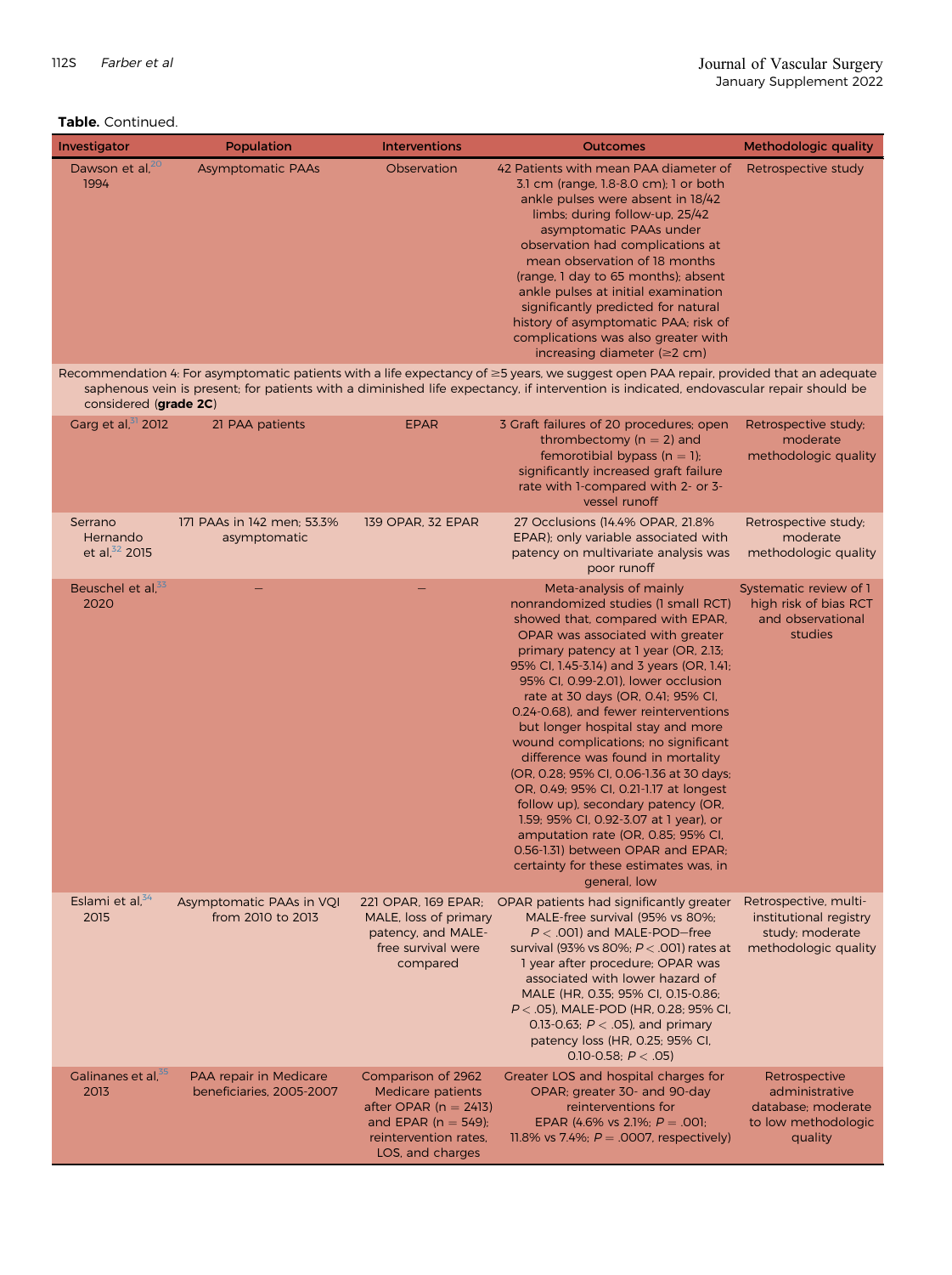**Table.** Continued.

| Investigator | Population | Interventions | Outcomes | Methodologic quality |
|---|---|---|---|---|
| Dawson et al,[20] 1994 | Asymptomatic PAAs | Observation | 42 Patients with mean PAA diameter of 3.1 cm (range, 1.8-8.0 cm); 1 or both ankle pulses were absent in 18/42 limbs; during follow-up, 25/42 asymptomatic PAAs under observation had complications at mean observation of 18 months (range, 1 day to 65 months); absent ankle pulses at initial examination significantly predicted for natural history of asymptomatic PAA; risk of complications was also greater with increasing diameter (≥2 cm) | Retrospective study |
| Recommendation 4: For asymptomatic patients with a life expectancy of ≥5 years, we suggest open PAA repair, provided that an adequate saphenous vein is present; for patients with a diminished life expectancy, if intervention is indicated, endovascular repair should be considered (**grade 2C**) | | | | |
| Garg et al,[31] 2012 | 21 PAA patients | EPAR | 3 Graft failures of 20 procedures; open thrombectomy (n = 2) and femorotibial bypass (n = 1); significantly increased graft failure rate with 1-compared with 2- or 3-vessel runoff | Retrospective study; moderate methodologic quality |
| Serrano Hernando et al,[32] 2015 | 171 PAAs in 142 men; 53.3% asymptomatic | 139 OPAR, 32 EPAR | 27 Occlusions (14.4% OPAR, 21.8% EPAR); only variable associated with patency on multivariate analysis was poor runoff | Retrospective study; moderate methodologic quality |
| Beuschel et al,[33] 2020 | – | – | Meta-analysis of mainly nonrandomized studies (1 small RCT) showed that, compared with EPAR, OPAR was associated with greater primary patency at 1 year (OR, 2.13; 95% CI, 1.45-3.14) and 3 years (OR, 1.41; 95% CI, 0.99-2.01), lower occlusion rate at 30 days (OR, 0.41; 95% CI, 0.24-0.68), and fewer reinterventions but longer hospital stay and more wound complications; no significant difference was found in mortality (OR, 0.28; 95% CI, 0.06-1.36 at 30 days; OR, 0.49; 95% CI, 0.21-1.17 at longest follow up), secondary patency (OR, 1.59; 95% CI, 0.92-3.07 at 1 year), or amputation rate (OR, 0.85; 95% CI, 0.56-1.31) between OPAR and EPAR; certainty for these estimates was, in general, low | Systematic review of 1 high risk of bias RCT and observational studies |
| Eslami et al,[34] 2015 | Asymptomatic PAAs in VQI from 2010 to 2013 | 221 OPAR, 169 EPAR; MALE, loss of primary patency, and MALE-free survival were compared | OPAR patients had significantly greater MALE-free survival (95% vs 80%; $P < .001$) and MALE-POD–free survival (93% vs 80%; $P < .001$) rates at 1 year after procedure; OPAR was associated with lower hazard of MALE (HR, 0.35; 95% CI, 0.15-0.86; $P < .05$), MALE-POD (HR, 0.28; 95% CI, 0.13-0.63; $P < .05$), and primary patency loss (HR, 0.25; 95% CI, 0.10-0.58; $P < .05$) | Retrospective, multi-institutional registry study; moderate methodologic quality |
| Galinanes et al,[35] 2013 | PAA repair in Medicare beneficiaries, 2005-2007 | Comparison of 2962 Medicare patients after OPAR (n = 2413) and EPAR (n = 549); reintervention rates, LOS, and charges | Greater LOS and hospital charges for OPAR; greater 30- and 90-day reinterventions for EPAR (4.6% vs 2.1%; $P = .001$; 11.8% vs 7.4%; $P = .0007$, respectively) | Retrospective administrative database; moderate to low methodologic quality |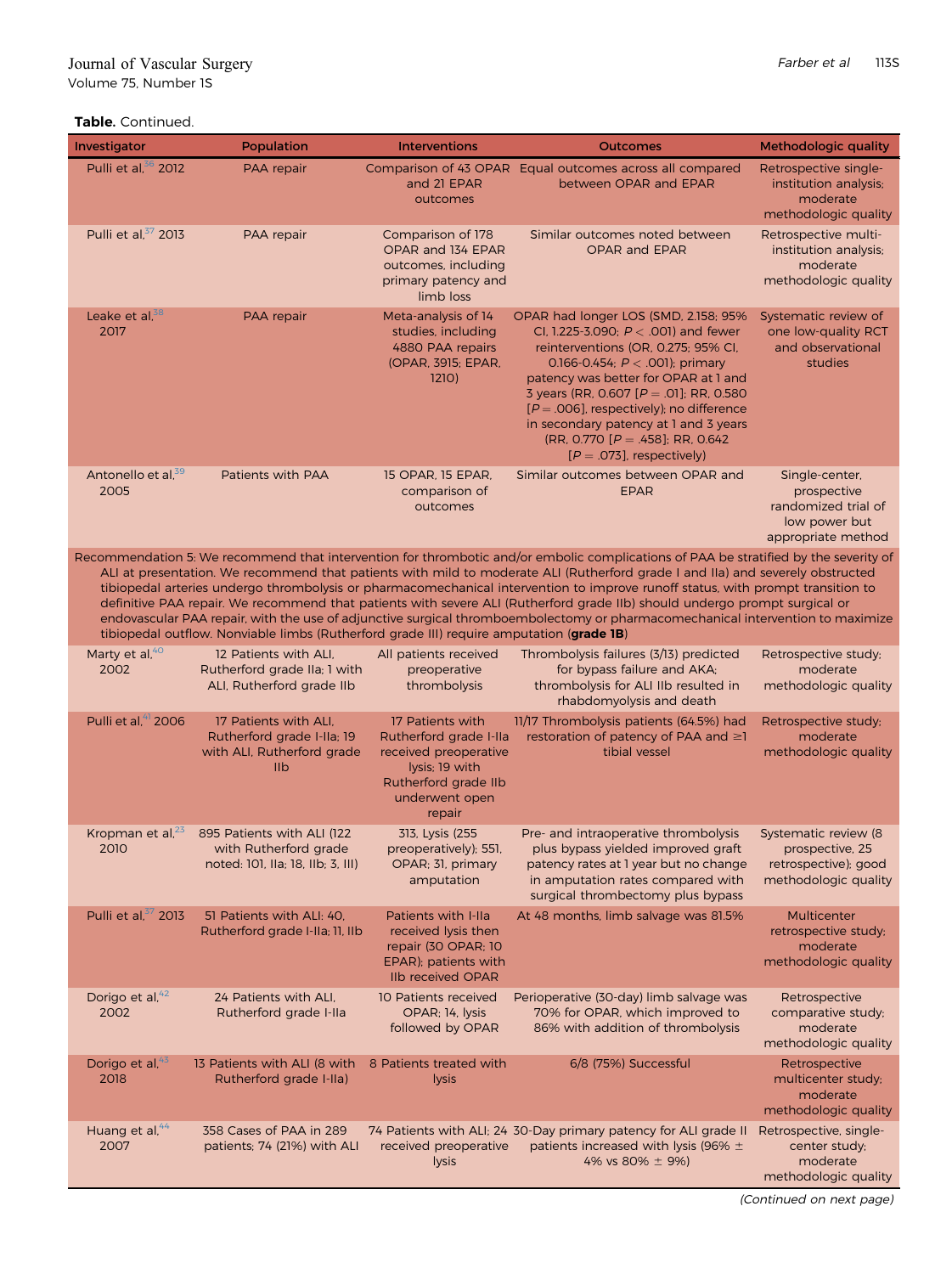**Table.** Continued.

| Investigator | Population | Interventions | Outcomes | Methodologic quality |
|---|---|---|---|---|
| Pulli et al,[36] 2012 | PAA repair | Comparison of 43 OPAR and 21 EPAR outcomes | Equal outcomes across all compared between OPAR and EPAR | Retrospective single-institution analysis; moderate methodologic quality |
| Pulli et al,[37] 2013 | PAA repair | Comparison of 178 OPAR and 134 EPAR outcomes, including primary patency and limb loss | Similar outcomes noted between OPAR and EPAR | Retrospective multi-institution analysis; moderate methodologic quality |
| Leake et al,[38] 2017 | PAA repair | Meta-analysis of 14 studies, including 4880 PAA repairs (OPAR, 3915; EPAR, 1210) | OPAR had longer LOS (SMD, 2.158; 95% CI, 1.225-3.090; $P < .001$) and fewer reinterventions (OR, 0.275; 95% CI, 0.166-0.454; $P < .001$); primary patency was better for OPAR at 1 and 3 years (RR, 0.607 [$P = .01$]; RR, 0.580 [$P = .006$], respectively); no difference in secondary patency at 1 and 3 years (RR, 0.770 [$P = .458$]; RR, 0.642 [$P = .073$], respectively) | Systematic review of one low-quality RCT and observational studies |
| Antonello et al,[39] 2005 | Patients with PAA | 15 OPAR, 15 EPAR, comparison of outcomes | Similar outcomes between OPAR and EPAR | Single-center, prospective randomized trial of low power but appropriate method |
| Recommendation 5: We recommend that intervention for thrombotic and/or embolic complications of PAA be stratified by the severity of ALI at presentation. We recommend that patients with mild to moderate ALI (Rutherford grade I and IIa) and severely obstructed tibiopedal arteries undergo thrombolysis or pharmacomechanical intervention to improve runoff status, with prompt transition to definitive PAA repair. We recommend that patients with severe ALI (Rutherford grade IIb) should undergo prompt surgical or endovascular PAA repair, with the use of adjunctive surgical thromboembolectomy or pharmacomechanical intervention to maximize tibiopedal outflow. Nonviable limbs (Rutherford grade III) require amputation (**grade 1B**) | | | | |
| Marty et al,[40] 2002 | 12 Patients with ALI, Rutherford grade IIa; 1 with ALI, Rutherford grade IIb | All patients received preoperative thrombolysis | Thrombolysis failures (3/13) predicted for bypass failure and AKA; thrombolysis for ALI IIb resulted in rhabdomyolysis and death | Retrospective study; moderate methodologic quality |
| Pulli et al,[41] 2006 | 17 Patients with ALI, Rutherford grade I-IIa; 19 with ALI, Rutherford grade IIb | 17 Patients with Rutherford grade I-IIa received preoperative lysis; 19 with Rutherford grade IIb underwent open repair | 11/17 Thrombolysis patients (64.5%) had restoration of patency of PAA and ≥1 tibial vessel | Retrospective study; moderate methodologic quality |
| Kropman et al,[23] 2010 | 895 Patients with ALI (122 with Rutherford grade noted: 101, IIa; 18, IIb; 3, III) | 313, Lysis (255 preoperatively); 551, OPAR; 31, primary amputation | Pre- and intraoperative thrombolysis plus bypass yielded improved graft patency rates at 1 year but no change in amputation rates compared with surgical thrombectomy plus bypass | Systematic review (8 prospective, 25 retrospective); good methodologic quality |
| Pulli et al,[37] 2013 | 51 Patients with ALI: 40, Rutherford grade I-IIa; 11, IIb | Patients with I-IIa received lysis then repair (30 OPAR; 10 EPAR); patients with IIb received OPAR | At 48 months, limb salvage was 81.5% | Multicenter retrospective study; moderate methodologic quality |
| Dorigo et al,[42] 2002 | 24 Patients with ALI, Rutherford grade I-IIa | 10 Patients received OPAR; 14, lysis followed by OPAR | Perioperative (30-day) limb salvage was 70% for OPAR, which improved to 86% with addition of thrombolysis | Retrospective comparative study; moderate methodologic quality |
| Dorigo et al,[43] 2018 | 13 Patients with ALI (8 with Rutherford grade I-IIa) | 8 Patients treated with lysis | 6/8 (75%) Successful | Retrospective multicenter study; moderate methodologic quality |
| Huang et al,[44] 2007 | 358 Cases of PAA in 289 patients; 74 (21%) with ALI | 74 Patients with ALI; 24 received preoperative lysis | 30-Day primary patency for ALI grade II patients increased with lysis (96% ± 4% vs 80% ± 9%) | Retrospective, single-center study; moderate methodologic quality |

*(Continued on next page)*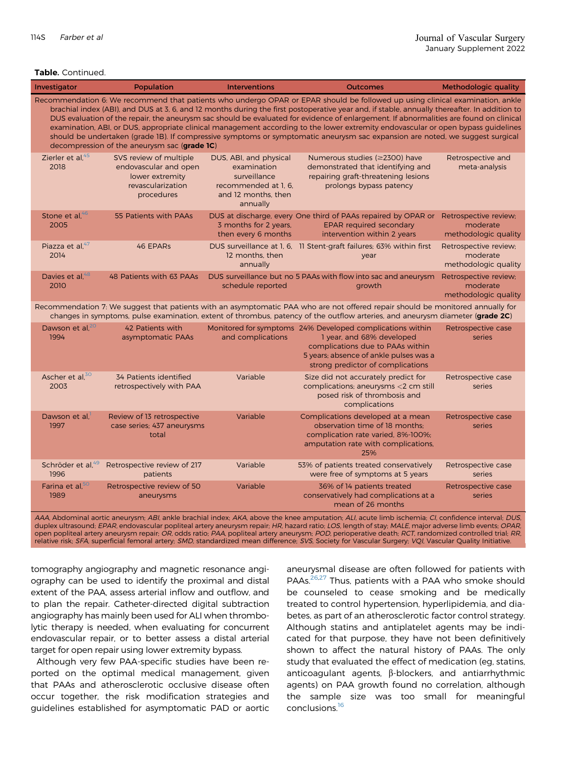**Table.** Continued.

| Investigator | Population | Interventions | Outcomes | Methodologic quality |
|---|---|---|---|---|
| Recommendation 6: We recommend that patients who undergo OPAR or EPAR should be followed up using clinical examination, ankle brachial index (ABI), and DUS at 3, 6, and 12 months during the first postoperative year and, if stable, annually thereafter. In addition to DUS evaluation of the repair, the aneurysm sac should be evaluated for evidence of enlargement. If abnormalities are found on clinical examination, ABI, or DUS, appropriate clinical management according to the lower extremity endovascular or open bypass guidelines should be undertaken (grade 1B). If compressive symptoms or symptomatic aneurysm sac expansion are noted, we suggest surgical decompression of the aneurysm sac (**grade 1C**) | | | | |
| Zierler et al,[45] 2018 | SVS review of multiple endovascular and open lower extremity revascularization procedures | DUS, ABI, and physical examination surveillance recommended at 1, 6, and 12 months, then annually | Numerous studies (≥2300) have demonstrated that identifying and repairing graft-threatening lesions prolongs bypass patency | Retrospective and meta-analysis |
| Stone et al,[46] 2005 | 55 Patients with PAAs | DUS at discharge, every 3 months for 2 years, then every 6 months | One third of PAAs repaired by OPAR or EPAR required secondary intervention within 2 years | Retrospective review; moderate methodologic quality |
| Piazza et al,[47] 2014 | 46 EPARs | DUS surveillance at 1, 6, 12 months, then annually | 11 Stent-graft failures; 63% within first year | Retrospective review; moderate methodologic quality |
| Davies et al,[48] 2010 | 48 Patients with 63 PAAs | DUS surveillance but no schedule reported | 5 PAAs with flow into sac and aneurysm growth | Retrospective review; moderate methodologic quality |
| Recommendation 7: We suggest that patients with an asymptomatic PAA who are not offered repair should be monitored annually for changes in symptoms, pulse examination, extent of thrombus, patency of the outflow arteries, and aneurysm diameter (**grade 2C**) | | | | |
| Dawson et al,[20] 1994 | 42 Patients with asymptomatic PAAs | Monitored for symptoms and complications | 24% Developed complications within 1 year, and 68% developed complications due to PAAs within 5 years; absence of ankle pulses was a strong predictor of complications | Retrospective case series |
| Ascher et al,[30] 2003 | 34 Patients identified retrospectively with PAA | Variable | Size did not accurately predict for complications; aneurysms <2 cm still posed risk of thrombosis and complications | Retrospective case series |
| Dawson et al,[1] 1997 | Review of 13 retrospective case series; 437 aneurysms total | Variable | Complications developed at a mean observation time of 18 months; complication rate varied, 8%-100%; amputation rate with complications, 25% | Retrospective case series |
| Schröder et al,[49] 1996 | Retrospective review of 217 patients | Variable | 53% of patients treated conservatively were free of symptoms at 5 years | Retrospective case series |
| Farina et al,[50] 1989 | Retrospective review of 50 aneurysms | Variable | 36% of 14 patients treated conservatively had complications at a mean of 26 months | Retrospective case series |

*AAA*, Abdominal aortic aneurysm; *ABI*, ankle brachial index; *AKA*, above the knee amputation; *ALI*, acute limb ischemia; *CI*, confidence interval; *DUS*, duplex ultrasound; *EPAR*, endovascular popliteal artery aneurysm repair; *HR*, hazard ratio; *LOS*, length of stay; *MALE*, major adverse limb events; *OPAR*, open popliteal artery aneurysm repair; *OR*, odds ratio; *PAA*, popliteal artery aneurysm; *POD*, perioperative death; *RCT*, randomized controlled trial; *RR*, relative risk; *SFA*, superficial femoral artery; *SMD*, standardized mean difference; *SVS*, Society for Vascular Surgery; *VQI*, Vascular Quality Initiative.

tomography angiography and magnetic resonance angiography can be used to identify the proximal and distal extent of the PAA, assess arterial inflow and outflow, and to plan the repair. Catheter-directed digital subtraction angiography has mainly been used for ALI when thrombolytic therapy is needed, when evaluating for concurrent endovascular repair, or to better assess a distal arterial target for open repair using lower extremity bypass.

Although very few PAA-specific studies have been reported on the optimal medical management, given that PAAs and atherosclerotic occlusive disease often occur together, the risk modification strategies and guidelines established for asymptomatic PAD or aortic aneurysmal disease are often followed for patients with PAAs.[26,27] Thus, patients with a PAA who smoke should be counseled to cease smoking and be medically treated to control hypertension, hyperlipidemia, and diabetes, as part of an atherosclerotic factor control strategy. Although statins and antiplatelet agents may be indicated for that purpose, they have not been definitively shown to affect the natural history of PAAs. The only study that evaluated the effect of medication (eg, statins, anticoagulant agents, β-blockers, and antiarrhythmic agents) on PAA growth found no correlation, although the sample size was too small for meaningful conclusions.[16]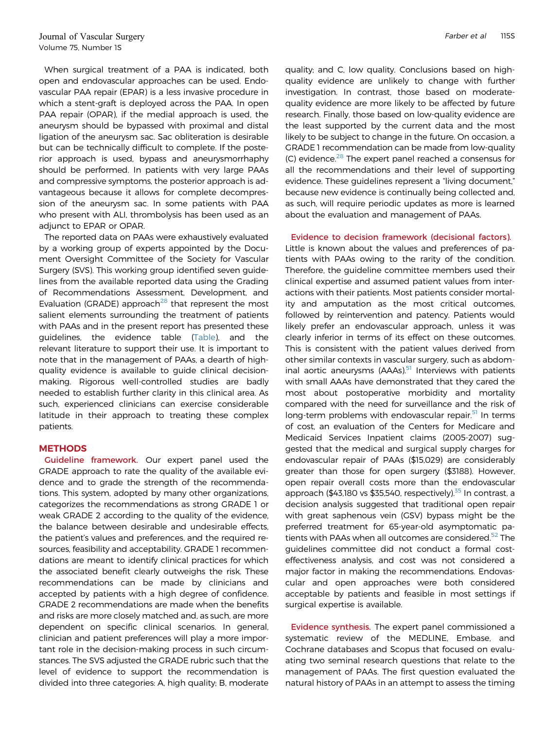When surgical treatment of a PAA is indicated, both open and endovascular approaches can be used. Endovascular PAA repair (EPAR) is a less invasive procedure in which a stent-graft is deployed across the PAA. In open PAA repair (OPAR), if the medial approach is used, the aneurysm should be bypassed with proximal and distal ligation of the aneurysm sac. Sac obliteration is desirable but can be technically difficult to complete. If the posterior approach is used, bypass and aneurysmorrhaphy should be performed. In patients with very large PAAs and compressive symptoms, the posterior approach is advantageous because it allows for complete decompression of the aneurysm sac. In some patients with PAA who present with ALI, thrombolysis has been used as an adjunct to EPAR or OPAR.

The reported data on PAAs were exhaustively evaluated by a working group of experts appointed by the Document Oversight Committee of the Society for Vascular Surgery (SVS). This working group identified seven guidelines from the available reported data using the Grading of Recommendations Assessment, Development, and Evaluation (GRADE) approach[28] that represent the most salient elements surrounding the treatment of patients with PAAs and in the present report has presented these guidelines, the evidence table (Table), and the relevant literature to support their use. It is important to note that in the management of PAAs, a dearth of high-quality evidence is available to guide clinical decision-making. Rigorous well-controlled studies are badly needed to establish further clarity in this clinical area. As such, experienced clinicians can exercise considerable latitude in their approach to treating these complex patients.

## METHODS

**Guideline framework.** Our expert panel used the GRADE approach to rate the quality of the available evidence and to grade the strength of the recommendations. This system, adopted by many other organizations, categorizes the recommendations as strong GRADE 1 or weak GRADE 2 according to the quality of the evidence, the balance between desirable and undesirable effects, the patient's values and preferences, and the required resources, feasibility and acceptability. GRADE 1 recommendations are meant to identify clinical practices for which the associated benefit clearly outweighs the risk. These recommendations can be made by clinicians and accepted by patients with a high degree of confidence. GRADE 2 recommendations are made when the benefits and risks are more closely matched and, as such, are more dependent on specific clinical scenarios. In general, clinician and patient preferences will play a more important role in the decision-making process in such circumstances. The SVS adjusted the GRADE rubric such that the level of evidence to support the recommendation is divided into three categories: A, high quality; B, moderate quality; and C, low quality. Conclusions based on high-quality evidence are unlikely to change with further investigation. In contrast, those based on moderate-quality evidence are more likely to be affected by future research. Finally, those based on low-quality evidence are the least supported by the current data and the most likely to be subject to change in the future. On occasion, a GRADE 1 recommendation can be made from low-quality (C) evidence.[28] The expert panel reached a consensus for all the recommendations and their level of supporting evidence. These guidelines represent a "living document," because new evidence is continually being collected and, as such, will require periodic updates as more is learned about the evaluation and management of PAAs.

**Evidence to decision framework (decisional factors).** Little is known about the values and preferences of patients with PAAs owing to the rarity of the condition. Therefore, the guideline committee members used their clinical expertise and assumed patient values from interactions with their patients. Most patients consider mortality and amputation as the most critical outcomes, followed by reintervention and patency. Patients would likely prefer an endovascular approach, unless it was clearly inferior in terms of its effect on these outcomes. This is consistent with the patient values derived from other similar contexts in vascular surgery, such as abdominal aortic aneurysms (AAAs).[51] Interviews with patients with small AAAs have demonstrated that they cared the most about postoperative morbidity and mortality compared with the need for surveillance and the risk of long-term problems with endovascular repair.[51] In terms of cost, an evaluation of the Centers for Medicare and Medicaid Services Inpatient claims (2005-2007) suggested that the medical and surgical supply charges for endovascular repair of PAAs ($15,029) are considerably greater than those for open surgery ($3188). However, open repair overall costs more than the endovascular approach ($43,180 vs $35,540, respectively).[35] In contrast, a decision analysis suggested that traditional open repair with great saphenous vein (GSV) bypass might be the preferred treatment for 65-year-old asymptomatic patients with PAAs when all outcomes are considered.[52] The guidelines committee did not conduct a formal cost-effectiveness analysis, and cost was not considered a major factor in making the recommendations. Endovascular and open approaches were both considered acceptable by patients and feasible in most settings if surgical expertise is available.

**Evidence synthesis.** The expert panel commissioned a systematic review of the MEDLINE, Embase, and Cochrane databases and Scopus that focused on evaluating two seminal research questions that relate to the management of PAAs. The first question evaluated the natural history of PAAs in an attempt to assess the timing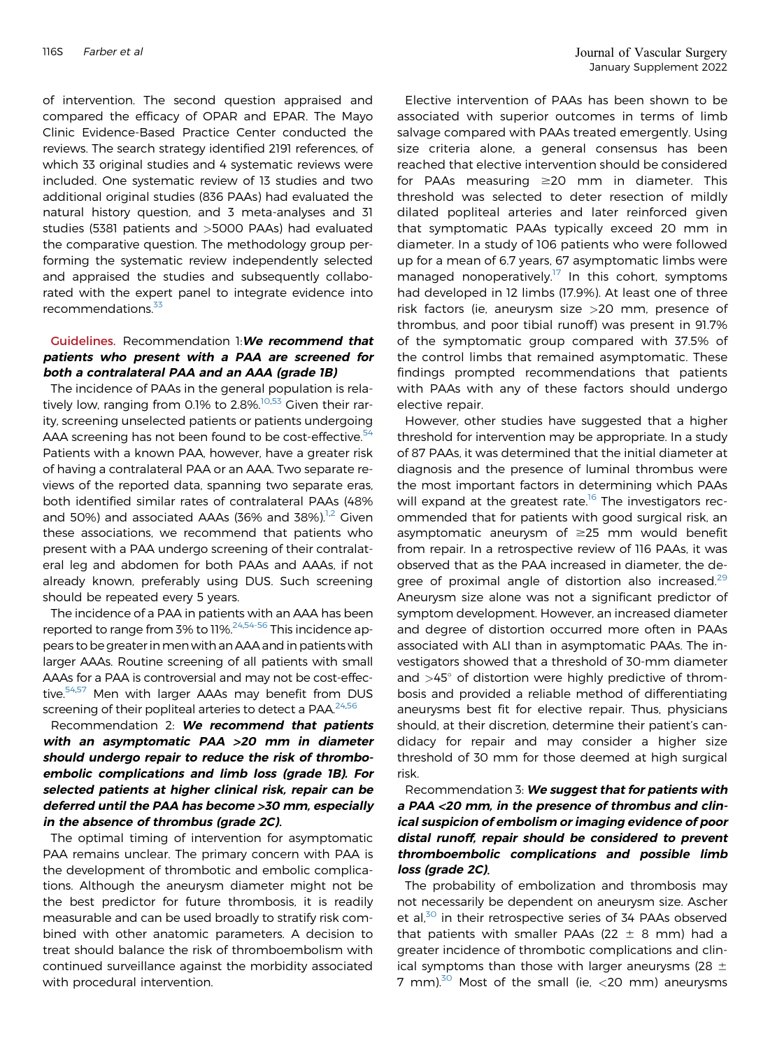of intervention. The second question appraised and compared the efficacy of OPAR and EPAR. The Mayo Clinic Evidence-Based Practice Center conducted the reviews. The search strategy identified 2191 references, of which 33 original studies and 4 systematic reviews were included. One systematic review of 13 studies and two additional original studies (836 PAAs) had evaluated the natural history question, and 3 meta-analyses and 31 studies (5381 patients and >5000 PAAs) had evaluated the comparative question. The methodology group performing the systematic review independently selected and appraised the studies and subsequently collaborated with the expert panel to integrate evidence into recommendations.[33]

**Guidelines.** Recommendation 1: ***We recommend that patients who present with a PAA are screened for both a contralateral PAA and an AAA (grade 1B)***

The incidence of PAAs in the general population is relatively low, ranging from 0.1% to 2.8%.[10,53] Given their rarity, screening unselected patients or patients undergoing AAA screening has not been found to be cost-effective.[54] Patients with a known PAA, however, have a greater risk of having a contralateral PAA or an AAA. Two separate reviews of the reported data, spanning two separate eras, both identified similar rates of contralateral PAAs (48% and 50%) and associated AAAs (36% and 38%).[1,2] Given these associations, we recommend that patients who present with a PAA undergo screening of their contralateral leg and abdomen for both PAAs and AAAs, if not already known, preferably using DUS. Such screening should be repeated every 5 years.

The incidence of a PAA in patients with an AAA has been reported to range from 3% to 11%.[24,54-56] This incidence appears to be greater in men with an AAA and in patients with larger AAAs. Routine screening of all patients with small AAAs for a PAA is controversial and may not be cost-effective.[54,57] Men with larger AAAs may benefit from DUS screening of their popliteal arteries to detect a PAA.[24,56]

Recommendation 2: ***We recommend that patients with an asymptomatic PAA >20 mm in diameter should undergo repair to reduce the risk of thromboembolic complications and limb loss (grade 1B). For selected patients at higher clinical risk, repair can be deferred until the PAA has become >30 mm, especially in the absence of thrombus (grade 2C).***

The optimal timing of intervention for asymptomatic PAA remains unclear. The primary concern with PAA is the development of thrombotic and embolic complications. Although the aneurysm diameter might not be the best predictor for future thrombosis, it is readily measurable and can be used broadly to stratify risk combined with other anatomic parameters. A decision to treat should balance the risk of thromboembolism with continued surveillance against the morbidity associated with procedural intervention.

Elective intervention of PAAs has been shown to be associated with superior outcomes in terms of limb salvage compared with PAAs treated emergently. Using size criteria alone, a general consensus has been reached that elective intervention should be considered for PAAs measuring ≥20 mm in diameter. This threshold was selected to deter resection of mildly dilated popliteal arteries and later reinforced given that symptomatic PAAs typically exceed 20 mm in diameter. In a study of 106 patients who were followed up for a mean of 6.7 years, 67 asymptomatic limbs were managed nonoperatively.[17] In this cohort, symptoms had developed in 12 limbs (17.9%). At least one of three risk factors (ie, aneurysm size >20 mm, presence of thrombus, and poor tibial runoff) was present in 91.7% of the symptomatic group compared with 37.5% of the control limbs that remained asymptomatic. These findings prompted recommendations that patients with PAAs with any of these factors should undergo elective repair.

However, other studies have suggested that a higher threshold for intervention may be appropriate. In a study of 87 PAAs, it was determined that the initial diameter at diagnosis and the presence of luminal thrombus were the most important factors in determining which PAAs will expand at the greatest rate.[16] The investigators recommended that for patients with good surgical risk, an asymptomatic aneurysm of ≥25 mm would benefit from repair. In a retrospective review of 116 PAAs, it was observed that as the PAA increased in diameter, the degree of proximal angle of distortion also increased.[29] Aneurysm size alone was not a significant predictor of symptom development. However, an increased diameter and degree of distortion occurred more often in PAAs associated with ALI than in asymptomatic PAAs. The investigators showed that a threshold of 30-mm diameter and >45° of distortion were highly predictive of thrombosis and provided a reliable method of differentiating aneurysms best fit for elective repair. Thus, physicians should, at their discretion, determine their patient's candidacy for repair and may consider a higher size threshold of 30 mm for those deemed at high surgical risk.

Recommendation 3: ***We suggest that for patients with a PAA <20 mm, in the presence of thrombus and clinical suspicion of embolism or imaging evidence of poor distal runoff, repair should be considered to prevent thromboembolic complications and possible limb loss (grade 2C).***

The probability of embolization and thrombosis may not necessarily be dependent on aneurysm size. Ascher et al,[30] in their retrospective series of 34 PAAs observed that patients with smaller PAAs (22 ± 8 mm) had a greater incidence of thrombotic complications and clinical symptoms than those with larger aneurysms (28 ± 7 mm).[30] Most of the small (ie, <20 mm) aneurysms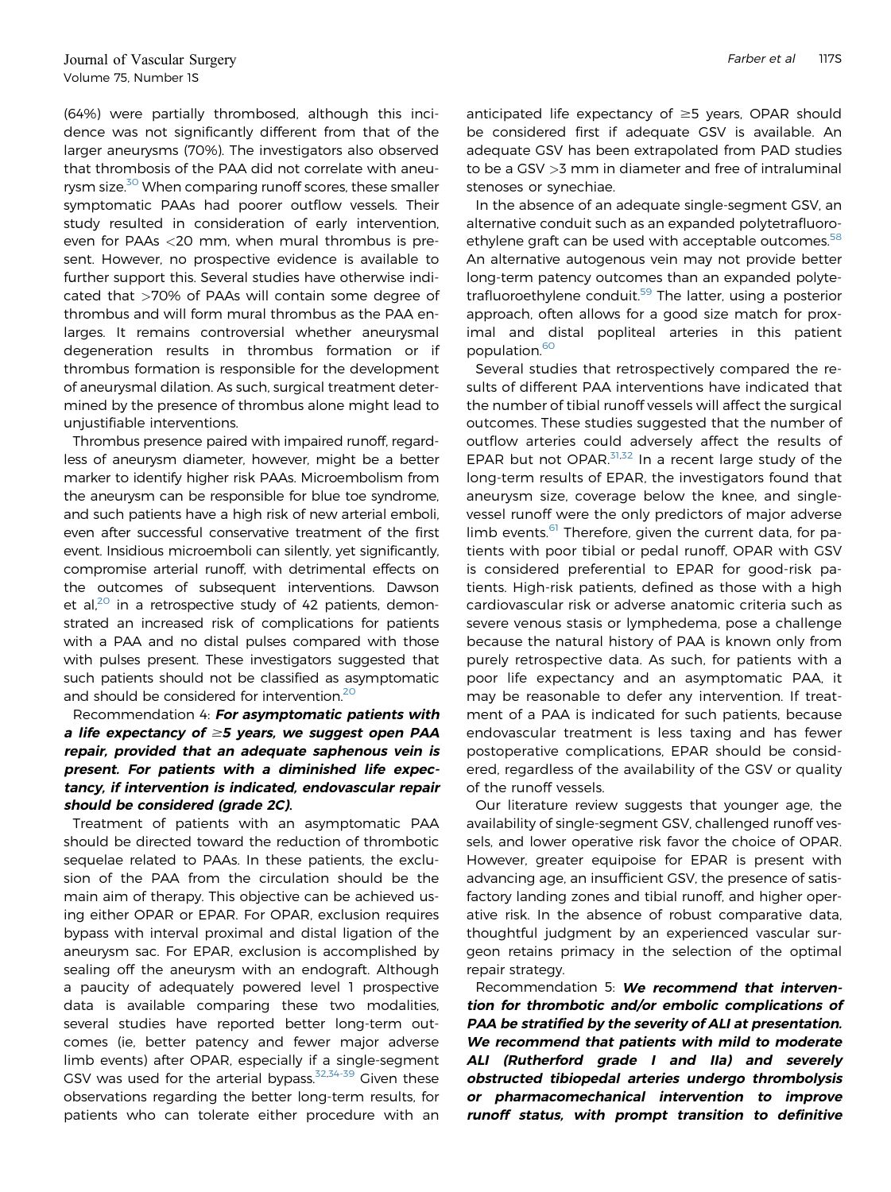(64%) were partially thrombosed, although this incidence was not significantly different from that of the larger aneurysms (70%). The investigators also observed that thrombosis of the PAA did not correlate with aneurysm size.[30] When comparing runoff scores, these smaller symptomatic PAAs had poorer outflow vessels. Their study resulted in consideration of early intervention, even for PAAs <20 mm, when mural thrombus is present. However, no prospective evidence is available to further support this. Several studies have otherwise indicated that >70% of PAAs will contain some degree of thrombus and will form mural thrombus as the PAA enlarges. It remains controversial whether aneurysmal degeneration results in thrombus formation or if thrombus formation is responsible for the development of aneurysmal dilation. As such, surgical treatment determined by the presence of thrombus alone might lead to unjustifiable interventions.

Thrombus presence paired with impaired runoff, regardless of aneurysm diameter, however, might be a better marker to identify higher risk PAAs. Microembolism from the aneurysm can be responsible for blue toe syndrome, and such patients have a high risk of new arterial emboli, even after successful conservative treatment of the first event. Insidious microemboli can silently, yet significantly, compromise arterial runoff, with detrimental effects on the outcomes of subsequent interventions. Dawson et al,[20] in a retrospective study of 42 patients, demonstrated an increased risk of complications for patients with a PAA and no distal pulses compared with those with pulses present. These investigators suggested that such patients should not be classified as asymptomatic and should be considered for intervention.[20]

Recommendation 4: ***For asymptomatic patients with a life expectancy of ≥5 years, we suggest open PAA repair, provided that an adequate saphenous vein is present. For patients with a diminished life expectancy, if intervention is indicated, endovascular repair should be considered (grade 2C).***

Treatment of patients with an asymptomatic PAA should be directed toward the reduction of thrombotic sequelae related to PAAs. In these patients, the exclusion of the PAA from the circulation should be the main aim of therapy. This objective can be achieved using either OPAR or EPAR. For OPAR, exclusion requires bypass with interval proximal and distal ligation of the aneurysm sac. For EPAR, exclusion is accomplished by sealing off the aneurysm with an endograft. Although a paucity of adequately powered level 1 prospective data is available comparing these two modalities, several studies have reported better long-term outcomes (ie, better patency and fewer major adverse limb events) after OPAR, especially if a single-segment GSV was used for the arterial bypass.[32,34-39] Given these observations regarding the better long-term results, for patients who can tolerate either procedure with an anticipated life expectancy of ≥5 years, OPAR should be considered first if adequate GSV is available. An adequate GSV has been extrapolated from PAD studies to be a GSV >3 mm in diameter and free of intraluminal stenoses or synechiae.

In the absence of an adequate single-segment GSV, an alternative conduit such as an expanded polytetrafluoroethylene graft can be used with acceptable outcomes.[58] An alternative autogenous vein may not provide better long-term patency outcomes than an expanded polytetrafluoroethylene conduit.[59] The latter, using a posterior approach, often allows for a good size match for proximal and distal popliteal arteries in this patient population.[60]

Several studies that retrospectively compared the results of different PAA interventions have indicated that the number of tibial runoff vessels will affect the surgical outcomes. These studies suggested that the number of outflow arteries could adversely affect the results of EPAR but not OPAR.[31,32] In a recent large study of the long-term results of EPAR, the investigators found that aneurysm size, coverage below the knee, and single-vessel runoff were the only predictors of major adverse limb events.[61] Therefore, given the current data, for patients with poor tibial or pedal runoff, OPAR with GSV is considered preferential to EPAR for good-risk patients. High-risk patients, defined as those with a high cardiovascular risk or adverse anatomic criteria such as severe venous stasis or lymphedema, pose a challenge because the natural history of PAA is known only from purely retrospective data. As such, for patients with a poor life expectancy and an asymptomatic PAA, it may be reasonable to defer any intervention. If treatment of a PAA is indicated for such patients, because endovascular treatment is less taxing and has fewer postoperative complications, EPAR should be considered, regardless of the availability of the GSV or quality of the runoff vessels.

Our literature review suggests that younger age, the availability of single-segment GSV, challenged runoff vessels, and lower operative risk favor the choice of OPAR. However, greater equipoise for EPAR is present with advancing age, an insufficient GSV, the presence of satisfactory landing zones and tibial runoff, and higher operative risk. In the absence of robust comparative data, thoughtful judgment by an experienced vascular surgeon retains primacy in the selection of the optimal repair strategy.

Recommendation 5: ***We recommend that intervention for thrombotic and/or embolic complications of PAA be stratified by the severity of ALI at presentation. We recommend that patients with mild to moderate ALI (Rutherford grade I and IIa) and severely obstructed tibiopedal arteries undergo thrombolysis or pharmacomechanical intervention to improve runoff status, with prompt transition to definitive***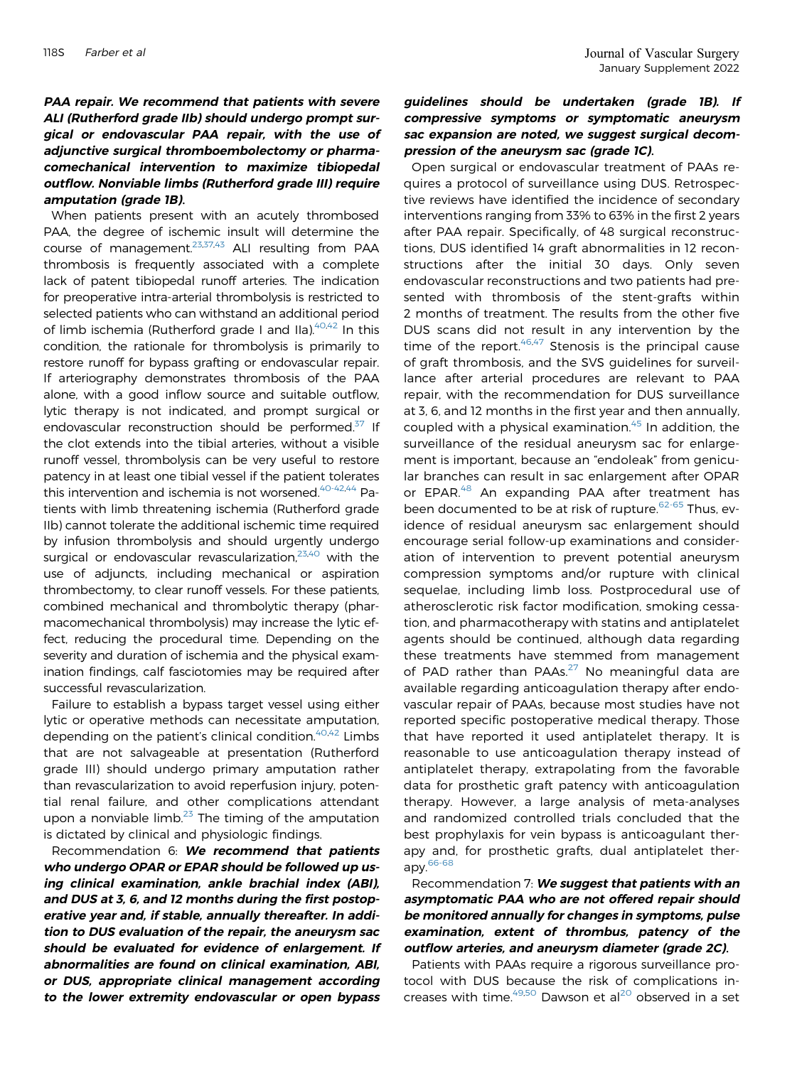***PAA repair. We recommend that patients with severe ALI (Rutherford grade IIb) should undergo prompt surgical or endovascular PAA repair, with the use of adjunctive surgical thromboembolectomy or pharmacomechanical intervention to maximize tibiopedal outflow. Nonviable limbs (Rutherford grade III) require amputation (grade 1B).***

When patients present with an acutely thrombosed PAA, the degree of ischemic insult will determine the course of management.[23,37,43] ALI resulting from PAA thrombosis is frequently associated with a complete lack of patent tibiopedal runoff arteries. The indication for preoperative intra-arterial thrombolysis is restricted to selected patients who can withstand an additional period of limb ischemia (Rutherford grade I and IIa).[40,42] In this condition, the rationale for thrombolysis is primarily to restore runoff for bypass grafting or endovascular repair. If arteriography demonstrates thrombosis of the PAA alone, with a good inflow source and suitable outflow, lytic therapy is not indicated, and prompt surgical or endovascular reconstruction should be performed.[37] If the clot extends into the tibial arteries, without a visible runoff vessel, thrombolysis can be very useful to restore patency in at least one tibial vessel if the patient tolerates this intervention and ischemia is not worsened.[40-42,44] Patients with limb threatening ischemia (Rutherford grade IIb) cannot tolerate the additional ischemic time required by infusion thrombolysis and should urgently undergo surgical or endovascular revascularization,[23,40] with the use of adjuncts, including mechanical or aspiration thrombectomy, to clear runoff vessels. For these patients, combined mechanical and thrombolytic therapy (pharmacomechanical thrombolysis) may increase the lytic effect, reducing the procedural time. Depending on the severity and duration of ischemia and the physical examination findings, calf fasciotomies may be required after successful revascularization.

Failure to establish a bypass target vessel using either lytic or operative methods can necessitate amputation, depending on the patient's clinical condition.[40,42] Limbs that are not salvageable at presentation (Rutherford grade III) should undergo primary amputation rather than revascularization to avoid reperfusion injury, potential renal failure, and other complications attendant upon a nonviable limb.[23] The timing of the amputation is dictated by clinical and physiologic findings.

Recommendation 6: ***We recommend that patients who undergo OPAR or EPAR should be followed up using clinical examination, ankle brachial index (ABI), and DUS at 3, 6, and 12 months during the first postoperative year and, if stable, annually thereafter. In addition to DUS evaluation of the repair, the aneurysm sac should be evaluated for evidence of enlargement. If abnormalities are found on clinical examination, ABI, or DUS, appropriate clinical management according to the lower extremity endovascular or open bypass guidelines should be undertaken (grade 1B). If compressive symptoms or symptomatic aneurysm sac expansion are noted, we suggest surgical decompression of the aneurysm sac (grade 1C).***

Open surgical or endovascular treatment of PAAs requires a protocol of surveillance using DUS. Retrospective reviews have identified the incidence of secondary interventions ranging from 33% to 63% in the first 2 years after PAA repair. Specifically, of 48 surgical reconstructions, DUS identified 14 graft abnormalities in 12 reconstructions after the initial 30 days. Only seven endovascular reconstructions and two patients had presented with thrombosis of the stent-grafts within 2 months of treatment. The results from the other five DUS scans did not result in any intervention by the time of the report.[46,47] Stenosis is the principal cause of graft thrombosis, and the SVS guidelines for surveillance after arterial procedures are relevant to PAA repair, with the recommendation for DUS surveillance at 3, 6, and 12 months in the first year and then annually, coupled with a physical examination.[45] In addition, the surveillance of the residual aneurysm sac for enlargement is important, because an "endoleak" from genicular branches can result in sac enlargement after OPAR or EPAR.[48] An expanding PAA after treatment has been documented to be at risk of rupture.[62-65] Thus, evidence of residual aneurysm sac enlargement should encourage serial follow-up examinations and consideration of intervention to prevent potential aneurysm compression symptoms and/or rupture with clinical sequelae, including limb loss. Postprocedural use of atherosclerotic risk factor modification, smoking cessation, and pharmacotherapy with statins and antiplatelet agents should be continued, although data regarding these treatments have stemmed from management of PAD rather than PAAs.[27] No meaningful data are available regarding anticoagulation therapy after endovascular repair of PAAs, because most studies have not reported specific postoperative medical therapy. Those that have reported it used antiplatelet therapy. It is reasonable to use anticoagulation therapy instead of antiplatelet therapy, extrapolating from the favorable data for prosthetic graft patency with anticoagulation therapy. However, a large analysis of meta-analyses and randomized controlled trials concluded that the best prophylaxis for vein bypass is anticoagulant therapy and, for prosthetic grafts, dual antiplatelet therapy.[66-68]

Recommendation 7: ***We suggest that patients with an asymptomatic PAA who are not offered repair should be monitored annually for changes in symptoms, pulse examination, extent of thrombus, patency of the outflow arteries, and aneurysm diameter (grade 2C).***

Patients with PAAs require a rigorous surveillance protocol with DUS because the risk of complications increases with time.[49,50] Dawson et al[20] observed in a set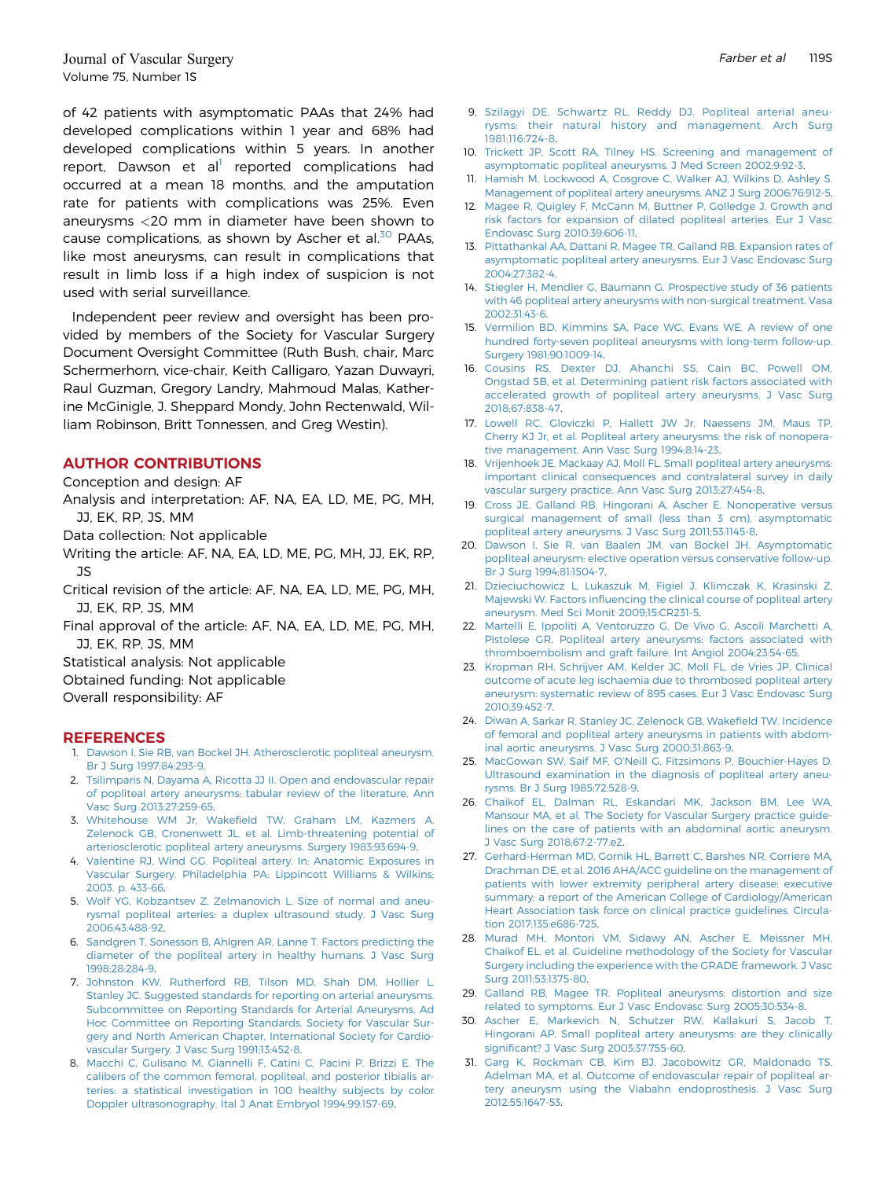of 42 patients with asymptomatic PAAs that 24% had developed complications within 1 year and 68% had developed complications within 5 years. In another report, Dawson et al[1] reported complications had occurred at a mean 18 months, and the amputation rate for patients with complications was 25%. Even aneurysms <20 mm in diameter have been shown to cause complications, as shown by Ascher et al.[30] PAAs, like most aneurysms, can result in complications that result in limb loss if a high index of suspicion is not used with serial surveillance.

Independent peer review and oversight has been provided by members of the Society for Vascular Surgery Document Oversight Committee (Ruth Bush, chair, Marc Schermerhorn, vice-chair, Keith Calligaro, Yazan Duwayri, Raul Guzman, Gregory Landry, Mahmoud Malas, Katherine McGinigle, J. Sheppard Mondy, John Rectenwald, William Robinson, Britt Tonnessen, and Greg Westin).

## AUTHOR CONTRIBUTIONS

Conception and design: AF

Analysis and interpretation: AF, NA, EA, LD, ME, PG, MH, JJ, EK, RP, JS, MM

Data collection: Not applicable

Writing the article: AF, NA, EA, LD, ME, PG, MH, JJ, EK, RP, JS

Critical revision of the article: AF, NA, EA, LD, ME, PG, MH, JJ, EK, RP, JS, MM

Final approval of the article: AF, NA, EA, LD, ME, PG, MH, JJ, EK, RP, JS, MM

Statistical analysis: Not applicable

Obtained funding: Not applicable

Overall responsibility: AF

## REFERENCES

1. Dawson I, Sie RB, van Bockel JH. Atherosclerotic popliteal aneurysm. Br J Surg 1997;84:293-9.
2. Tsilimparis N, Dayama A, Ricotta JJ II. Open and endovascular repair of popliteal artery aneurysms: tabular review of the literature. Ann Vasc Surg 2013;27:259-65.
3. Whitehouse WM Jr, Wakefield TW, Graham LM, Kazmers A, Zelenock GB, Cronenwett JL, et al. Limb-threatening potential of arteriosclerotic popliteal artery aneurysms. Surgery 1983;93:694-9.
4. Valentine RJ, Wind GG. Popliteal artery. In: Anatomic Exposures in Vascular Surgery. Philadelphia PA: Lippincott Williams & Wilkins; 2003. p. 433-66.
5. Wolf YG, Kobzantsev Z, Zelmanovich L. Size of normal and aneurysmal popliteal arteries: a duplex ultrasound study. J Vasc Surg 2006;43:488-92.
6. Sandgren T, Sonesson B, Ahlgren AR, Lanne T. Factors predicting the diameter of the popliteal artery in healthy humans. J Vasc Surg 1998;28:284-9.
7. Johnston KW, Rutherford RB, Tilson MD, Shah DM, Hollier L, Stanley JC. Suggested standards for reporting on arterial aneurysms. Subcommittee on Reporting Standards for Arterial Aneurysms, Ad Hoc Committee on Reporting Standards, Society for Vascular Surgery and North American Chapter, International Society for Cardiovascular Surgery. J Vasc Surg 1991;13:452-8.
8. Macchi C, Gulisano M, Giannelli F, Catini C, Pacini P, Brizzi E. The calibers of the common femoral, popliteal, and posterior tibialis arteries: a statistical investigation in 100 healthy subjects by color Doppler ultrasonography. Ital J Anat Embryol 1994;99:157-69.
9. Szilagyi DE, Schwartz RL, Reddy DJ. Popliteal arterial aneurysms: their natural history and management. Arch Surg 1981;116:724-8.
10. Trickett JP, Scott RA, Tilney HS. Screening and management of asymptomatic popliteal aneurysms. J Med Screen 2002;9:92-3.
11. Hamish M, Lockwood A, Cosgrove C, Walker AJ, Wilkins D, Ashley S. Management of popliteal artery aneurysms. ANZ J Surg 2006;76:912-5.
12. Magee R, Quigley F, McCann M, Buttner P, Golledge J. Growth and risk factors for expansion of dilated popliteal arteries. Eur J Vasc Endovasc Surg 2010;39:606-11.
13. Pittathankal AA, Dattani R, Magee TR, Galland RB. Expansion rates of asymptomatic popliteal artery aneurysms. Eur J Vasc Endovasc Surg 2004;27:382-4.
14. Stiegler H, Mendler G, Baumann G. Prospective study of 36 patients with 46 popliteal artery aneurysms with non-surgical treatment. Vasa 2002;31:43-6.
15. Vermilion BD, Kimmins SA, Pace WG, Evans WE. A review of one hundred forty-seven popliteal aneurysms with long-term follow-up. Surgery 1981;90:1009-14.
16. Cousins RS, Dexter DJ, Ahanchi SS, Cain BC, Powell OM, Ongstad SB, et al. Determining patient risk factors associated with accelerated growth of popliteal artery aneurysms. J Vasc Surg 2018;67:838-47.
17. Lowell RC, Gloviczki P, Hallett JW Jr, Naessens JM, Maus TP, Cherry KJ Jr, et al. Popliteal artery aneurysms: the risk of nonoperative management. Ann Vasc Surg 1994;8:14-23.
18. Vrijenhoek JE, Mackaay AJ, Moll FL. Small popliteal artery aneurysms: important clinical consequences and contralateral survey in daily vascular surgery practice. Ann Vasc Surg 2013;27:454-8.
19. Cross JE, Galland RB, Hingorani A, Ascher E. Nonoperative versus surgical management of small (less than 3 cm), asymptomatic popliteal artery aneurysms. J Vasc Surg 2011;53:1145-8.
20. Dawson I, Sie R, van Baalen JM, van Bockel JH. Asymptomatic popliteal aneurysm: elective operation versus conservative follow-up. Br J Surg 1994;81:1504-7.
21. Dzieciuchowicz L, Lukaszuk M, Figiel J, Klimczak K, Krasinski Z, Majewski W. Factors influencing the clinical course of popliteal artery aneurysm. Med Sci Monit 2009;15:CR231-5.
22. Martelli E, Ippoliti A, Ventoruzzo G, De Vivo G, Ascoli Marchetti A, Pistolese GR. Popliteal artery aneurysms: factors associated with thromboembolism and graft failure. Int Angiol 2004;23:54-65.
23. Kropman RH, Schrijver AM, Kelder JC, Moll FL, de Vries JP. Clinical outcome of acute leg ischaemia due to thrombosed popliteal artery aneurysm: systematic review of 895 cases. Eur J Vasc Endovasc Surg 2010;39:452-7.
24. Diwan A, Sarkar R, Stanley JC, Zelenock GB, Wakefield TW. Incidence of femoral and popliteal artery aneurysms in patients with abdominal aortic aneurysms. J Vasc Surg 2000;31:863-9.
25. MacGowan SW, Saif MF, O'Neill G, Fitzsimons P, Bouchier-Hayes D. Ultrasound examination in the diagnosis of popliteal artery aneurysms. Br J Surg 1985;72:528-9.
26. Chaikof EL, Dalman RL, Eskandari MK, Jackson BM, Lee WA, Mansour MA, et al. The Society for Vascular Surgery practice guidelines on the care of patients with an abdominal aortic aneurysm. J Vasc Surg 2018;67:2-77.e2.
27. Gerhard-Herman MD, Gornik HL, Barrett C, Barshes NR, Corriere MA, Drachman DE, et al. 2016 AHA/ACC guideline on the management of patients with lower extremity peripheral artery disease: executive summary: a report of the American College of Cardiology/American Heart Association task force on clinical practice guidelines. Circulation 2017;135:e686-725.
28. Murad MH, Montori VM, Sidawy AN, Ascher E, Meissner MH, Chaikof EL, et al. Guideline methodology of the Society for Vascular Surgery including the experience with the GRADE framework. J Vasc Surg 2011;53:1375-80.
29. Galland RB, Magee TR. Popliteal aneurysms: distortion and size related to symptoms. Eur J Vasc Endovasc Surg 2005;30:534-8.
30. Ascher E, Markevich N, Schutzer RW, Kallakuri S, Jacob T, Hingorani AP. Small popliteal artery aneurysms: are they clinically significant? J Vasc Surg 2003;37:755-60.
31. Garg K, Rockman CB, Kim BJ, Jacobowitz GR, Maldonado TS, Adelman MA, et al. Outcome of endovascular repair of popliteal artery aneurysm using the Viabahn endoprosthesis. J Vasc Surg 2012;55:1647-53.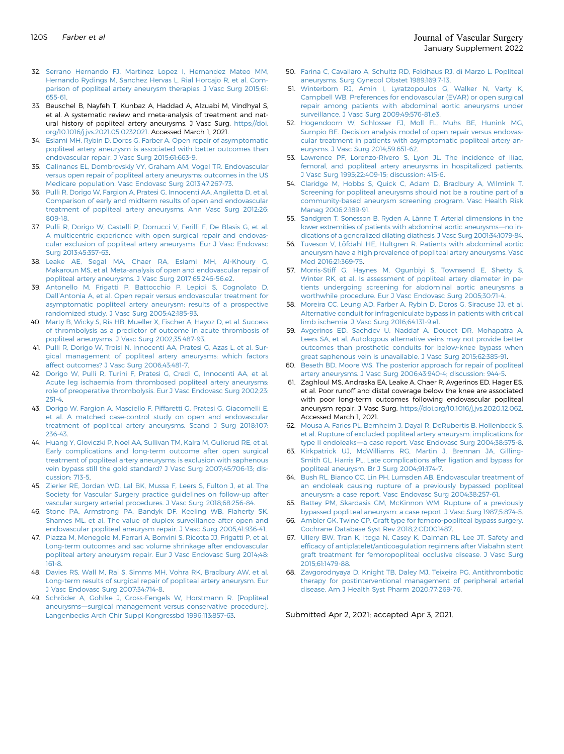32. Serrano Hernando FJ, Martinez Lopez I, Hernandez Mateo MM, Hernando Rydings M, Sanchez Hervas L, Rial Horcajo R, et al. Comparison of popliteal artery aneurysm therapies. J Vasc Surg 2015;61:655-61.
33. Beuschel B, Nayfeh T, Kunbaz A, Haddad A, Alzuabi M, Vindhyal S, et al. A systematic review and meta-analysis of treatment and natural history of popliteal artery aneurysms. J Vasc Surg, https://doi.org/10.1016/j.jvs.2021.05.0232021. Accessed March 1, 2021.
34. Eslami MH, Rybin D, Doros G, Farber A. Open repair of asymptomatic popliteal artery aneurysm is associated with better outcomes than endovascular repair. J Vasc Surg 2015;61:663-9.
35. Galinanes EL, Dombrovskiy VY, Graham AM, Vogel TR. Endovascular versus open repair of popliteal artery aneurysms: outcomes in the US Medicare population. Vasc Endovasc Surg 2013;47:267-73.
36. Pulli R, Dorigo W, Fargion A, Pratesi G, Innocenti AA, Angiletta D, et al. Comparison of early and midterm results of open and endovascular treatment of popliteal artery aneurysms. Ann Vasc Surg 2012;26:809-18.
37. Pulli R, Dorigo W, Castelli P, Dorrucci V, Ferilli F, De Blasis G, et al. A multicentric experience with open surgical repair and endovascular exclusion of popliteal artery aneurysms. Eur J Vasc Endovasc Surg 2013;45:357-63.
38. Leake AE, Segal MA, Chaer RA, Eslami MH, Al-Khoury G, Makaroun MS, et al. Meta-analysis of open and endovascular repair of popliteal artery aneurysms. J Vasc Surg 2017;65:246-56.e2.
39. Antonello M, Frigatti P, Battocchio P, Lepidi S, Cognolato D, Dall'Antonia A, et al. Open repair versus endovascular treatment for asymptomatic popliteal artery aneurysm: results of a prospective randomized study. J Vasc Surg 2005;42:185-93.
40. Marty B, Wicky S, Ris HB, Mueller X, Fischer A, Hayoz D, et al. Success of thrombolysis as a predictor of outcome in acute thrombosis of popliteal aneurysms. J Vasc Surg 2002;35:487-93.
41. Pulli R, Dorigo W, Troisi N, Innocenti AA, Pratesi G, Azas L, et al. Surgical management of popliteal artery aneurysms: which factors affect outcomes? J Vasc Surg 2006;43:481-7.
42. Dorigo W, Pulli R, Turini F, Pratesi G, Credi G, Innocenti AA, et al. Acute leg ischaemia from thrombosed popliteal artery aneurysms: role of preoperative thrombolysis. Eur J Vasc Endovasc Surg 2002;23:251-4.
43. Dorigo W, Fargion A, Masciello F, Piffaretti G, Pratesi G, Giacomelli E, et al. A matched case-control study on open and endovascular treatment of popliteal artery aneurysms. Scand J Surg 2018;107:236-43.
44. Huang Y, Gloviczki P, Noel AA, Sullivan TM, Kalra M, Gullerud RE, et al. Early complications and long-term outcome after open surgical treatment of popliteal artery aneurysms: is exclusion with saphenous vein bypass still the gold standard? J Vasc Surg 2007;45:706-13; discussion: 713-5.
45. Zierler RE, Jordan WD, Lal BK, Mussa F, Leers S, Fulton J, et al. The Society for Vascular Surgery practice guidelines on follow-up after vascular surgery arterial procedures. J Vasc Surg 2018;68:256-84.
46. Stone PA, Armstrong PA, Bandyk DF, Keeling WB, Flaherty SK, Shames ML, et al. The value of duplex surveillance after open and endovascular popliteal aneurysm repair. J Vasc Surg 2005;41:936-41.
47. Piazza M, Menegolo M, Ferrari A, Bonvini S, Ricotta JJ, Frigatti P, et al. Long-term outcomes and sac volume shrinkage after endovascular popliteal artery aneurysm repair. Eur J Vasc Endovasc Surg 2014;48:161-8.
48. Davies RS, Wall M, Rai S, Simms MH, Vohra RK, Bradbury AW, et al. Long-term results of surgical repair of popliteal artery aneurysm. Eur J Vasc Endovasc Surg 2007;34:714-8.
49. Schröder A, Gohlke J, Gross-Fengels W, Horstmann R. [Popliteal aneurysms—surgical management versus conservative procedure]. Langenbecks Arch Chir Suppl Kongressbd 1996;113:857-63.
50. Farina C, Cavallaro A, Schultz RD, Feldhaus RJ, di Marzo L. Popliteal aneurysms. Surg Gynecol Obstet 1989;169:7-13.
51. Winterborn RJ, Amin I, Lyratzopoulos G, Walker N, Varty K, Campbell WB. Preferences for endovascular (EVAR) or open surgical repair among patients with abdominal aortic aneurysms under surveillance. J Vasc Surg 2009;49:576-81.e3.
52. Hogendoorn W, Schlosser FJ, Moll FL, Muhs BE, Hunink MG, Sumpio BE. Decision analysis model of open repair versus endovascular treatment in patients with asymptomatic popliteal artery aneurysms. J Vasc Surg 2014;59:651-62.
53. Lawrence PF, Lorenzo-Rivero S, Lyon JL. The incidence of iliac, femoral, and popliteal artery aneurysms in hospitalized patients. J Vasc Surg 1995;22:409-15; discussion: 415-6.
54. Claridge M, Hobbs S, Quick C, Adam D, Bradbury A, Wilmink T. Screening for popliteal aneurysms should not be a routine part of a community-based aneurysm screening program. Vasc Health Risk Manag 2006;2:189-91.
55. Sandgren T, Sonesson B, Ryden A, Länne T. Arterial dimensions in the lower extremities of patients with abdominal aortic aneurysms—no indications of a generalized dilating diathesis. J Vasc Surg 2001;34:1079-84.
56. Tuveson V, Löfdahl HE, Hultgren R. Patients with abdominal aortic aneurysm have a high prevalence of popliteal artery aneurysms. Vasc Med 2016;21:369-75.
57. Morris-Stiff G, Haynes M, Ogunbiyi S, Townsend E, Shetty S, Winter RK, et al. Is assessment of popliteal artery diameter in patients undergoing screening for abdominal aortic aneurysms a worthwhile procedure. Eur J Vasc Endovasc Surg 2005;30:71-4.
58. Moreira CC, Leung AD, Farber A, Rybin D, Doros G, Siracuse JJ, et al. Alternative conduit for infrageniculate bypass in patients with critical limb ischemia. J Vasc Surg 2016;64:131-9.e1.
59. Avgerinos ED, Sachdev U, Naddaf A, Doucet DR, Mohapatra A, Leers SA, et al. Autologous alternative veins may not provide better outcomes than prosthetic conduits for below-knee bypass when great saphenous vein is unavailable. J Vasc Surg 2015;62:385-91.
60. Beseth BD, Moore WS. The posterior approach for repair of popliteal artery aneurysms. J Vasc Surg 2006;43:940-4; discussion: 944-5.
61. Zaghloul MS, Andraska EA, Leake AE, Chaer R, Avgerinos ED, Hager ES, et al. Poor runoff and distal coverage below the knee are associated with poor long-term outcomes following endovascular popliteal aneurysm repair. J Vasc Surg, https://doi.org/10.1016/j.jvs.2020.12.062. Accessed March 1, 2021.
62. Mousa A, Faries PL, Bernheim J, Dayal R, DeRubertis B, Hollenbeck S, et al. Rupture of excluded popliteal artery aneurysm: implications for type II endoleaks—a case report. Vasc Endovasc Surg 2004;38:575-8.
63. Kirkpatrick UJ, McWilliams RG, Martin J, Brennan JA, Gilling-Smith GL, Harris PL. Late complications after ligation and bypass for popliteal aneurysm. Br J Surg 2004;91:174-7.
64. Bush RL, Bianco CC, Lin PH, Lumsden AB. Endovascular treatment of an endoleak causing rupture of a previously bypassed popliteal aneurysm: a case report. Vasc Endovasc Surg 2004;38:257-61.
65. Battey PM, Skardasis GM, McKinnon WM. Rupture of a previously bypassed popliteal aneurysm: a case report. J Vasc Surg 1987;5:874-5.
66. Ambler GK, Twine CP. Graft type for femoro-popliteal bypass surgery. Cochrane Database Syst Rev 2018;2:CD001487.
67. Ullery BW, Tran K, Itoga N, Casey K, Dalman RL, Lee JT. Safety and efficacy of antiplatelet/anticoagulation regimens after Viabahn stent graft treatment for femoropopliteal occlusive disease. J Vasc Surg 2015;61:1479-88.
68. Zavgorodnyaya D, Knight TB, Daley MJ, Teixeira PG. Antithrombotic therapy for postinterventional management of peripheral arterial disease. Am J Health Syst Pharm 2020;77:269-76.

Submitted Apr 2, 2021; accepted Apr 3, 2021.